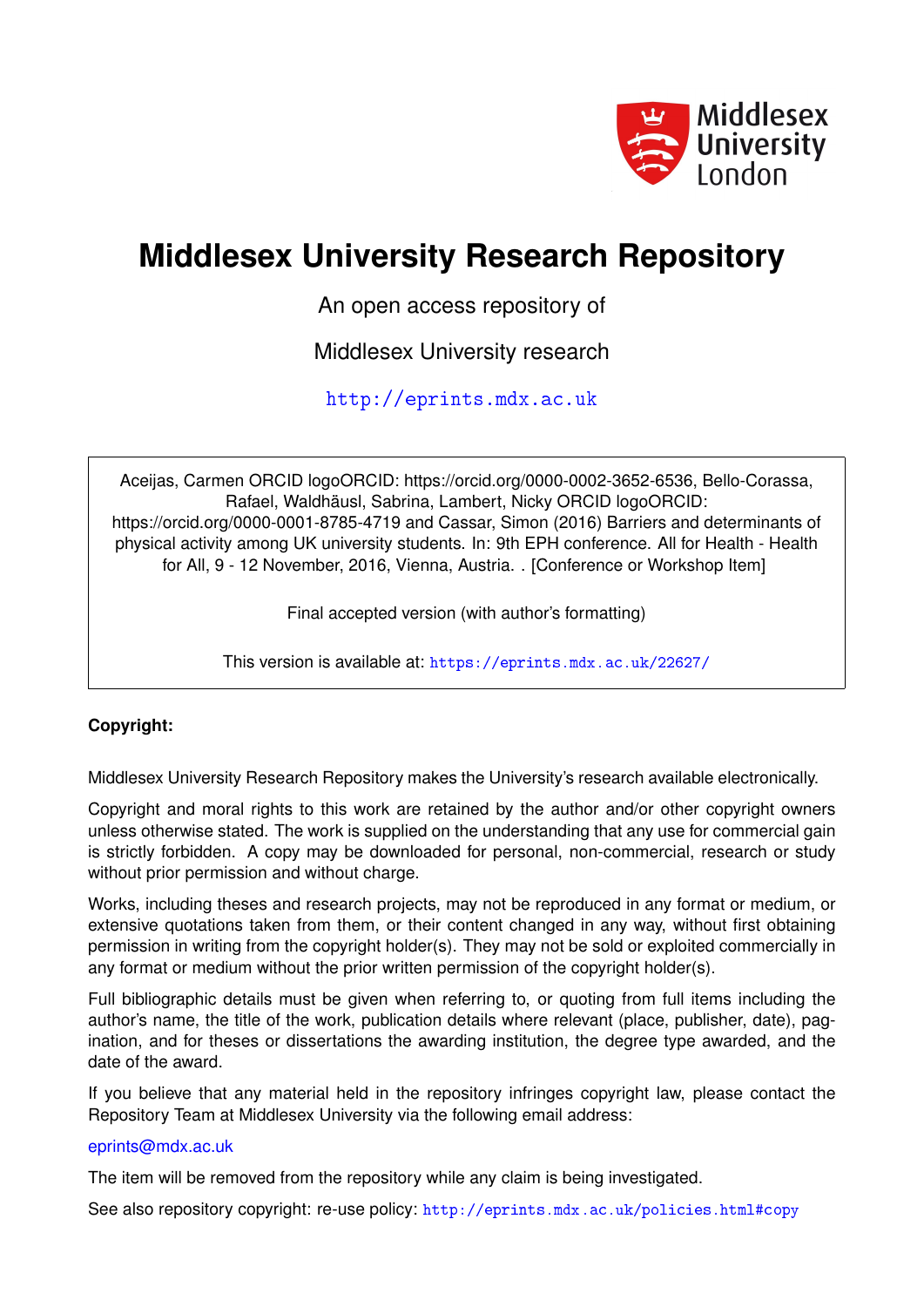Middlesex University London

# Middlesex University Research Repository

An open access repository of

Middlesex University research

http://eprints.mdx.ac.uk

Aceijas, Carmen ORCID logoORCID: https://orcid.org/0000-0002-3652-6536, Bello-Corassa, Rafael, Waldhäusl, Sabrina, Lambert, Nicky ORCID logoORCID: https://orcid.org/0000-0001-8785-4719 and Cassar, Simon (2016) Barriers and determinants of physical activity among UK university students. In: 9th EPH conference. All for Health - Health for All, 9 - 12 November, 2016, Vienna, Austria. . [Conference or Workshop Item]

Final accepted version (with author's formatting)

This version is available at: https://eprints.mdx.ac.uk/22627/

**Copyright:**

Middlesex University Research Repository makes the University's research available electronically.

Copyright and moral rights to this work are retained by the author and/or other copyright owners unless otherwise stated. The work is supplied on the understanding that any use for commercial gain is strictly forbidden. A copy may be downloaded for personal, non-commercial, research or study without prior permission and without charge.

Works, including theses and research projects, may not be reproduced in any format or medium, or extensive quotations taken from them, or their content changed in any way, without first obtaining permission in writing from the copyright holder(s). They may not be sold or exploited commercially in any format or medium without the prior written permission of the copyright holder(s).

Full bibliographic details must be given when referring to, or quoting from full items including the author's name, the title of the work, publication details where relevant (place, publisher, date), pagination, and for theses or dissertations the awarding institution, the degree type awarded, and the date of the award.

If you believe that any material held in the repository infringes copyright law, please contact the Repository Team at Middlesex University via the following email address:

eprints@mdx.ac.uk

The item will be removed from the repository while any claim is being investigated.

See also repository copyright: re-use policy: http://eprints.mdx.ac.uk/policies.html#copy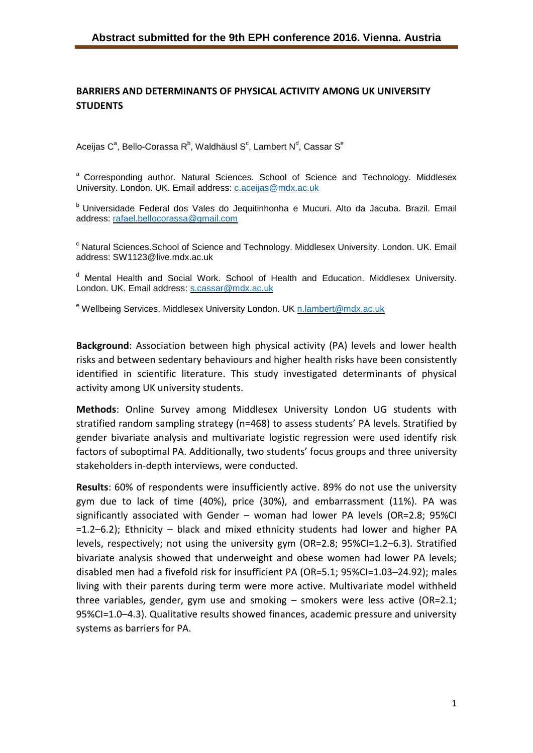# BARRIERS AND DETERMINANTS OF PHYSICAL ACTIVITY AMONG UK UNIVERSITY STUDENTS

Aceijas C[a], Bello-Corassa R[b], Waldhäusl S[c], Lambert N[d], Cassar S[e]

[a] Corresponding author. Natural Sciences. School of Science and Technology. Middlesex University. London. UK. Email address: c.aceijas@mdx.ac.uk

[b] Universidade Federal dos Vales do Jequitinhonha e Mucuri. Alto da Jacuba. Brazil. Email address: rafael.bellocorassa@gmail.com

[c] Natural Sciences.School of Science and Technology. Middlesex University. London. UK. Email address: SW1123@live.mdx.ac.uk

[d] Mental Health and Social Work. School of Health and Education. Middlesex University. London. UK. Email address: s.cassar@mdx.ac.uk

[e] Wellbeing Services. Middlesex University London. UK n.lambert@mdx.ac.uk

**Background**: Association between high physical activity (PA) levels and lower health risks and between sedentary behaviours and higher health risks have been consistently identified in scientific literature. This study investigated determinants of physical activity among UK university students.

**Methods**: Online Survey among Middlesex University London UG students with stratified random sampling strategy (n=468) to assess students' PA levels. Stratified by gender bivariate analysis and multivariate logistic regression were used identify risk factors of suboptimal PA. Additionally, two students' focus groups and three university stakeholders in-depth interviews, were conducted.

**Results**: 60% of respondents were insufficiently active. 89% do not use the university gym due to lack of time (40%), price (30%), and embarrassment (11%). PA was significantly associated with Gender – woman had lower PA levels (OR=2.8; 95%CI =1.2–6.2); Ethnicity – black and mixed ethnicity students had lower and higher PA levels, respectively; not using the university gym (OR=2.8; 95%CI=1.2–6.3). Stratified bivariate analysis showed that underweight and obese women had lower PA levels; disabled men had a fivefold risk for insufficient PA (OR=5.1; 95%CI=1.03–24.92); males living with their parents during term were more active. Multivariate model withheld three variables, gender, gym use and smoking – smokers were less active (OR=2.1; 95%CI=1.0–4.3). Qualitative results showed finances, academic pressure and university systems as barriers for PA.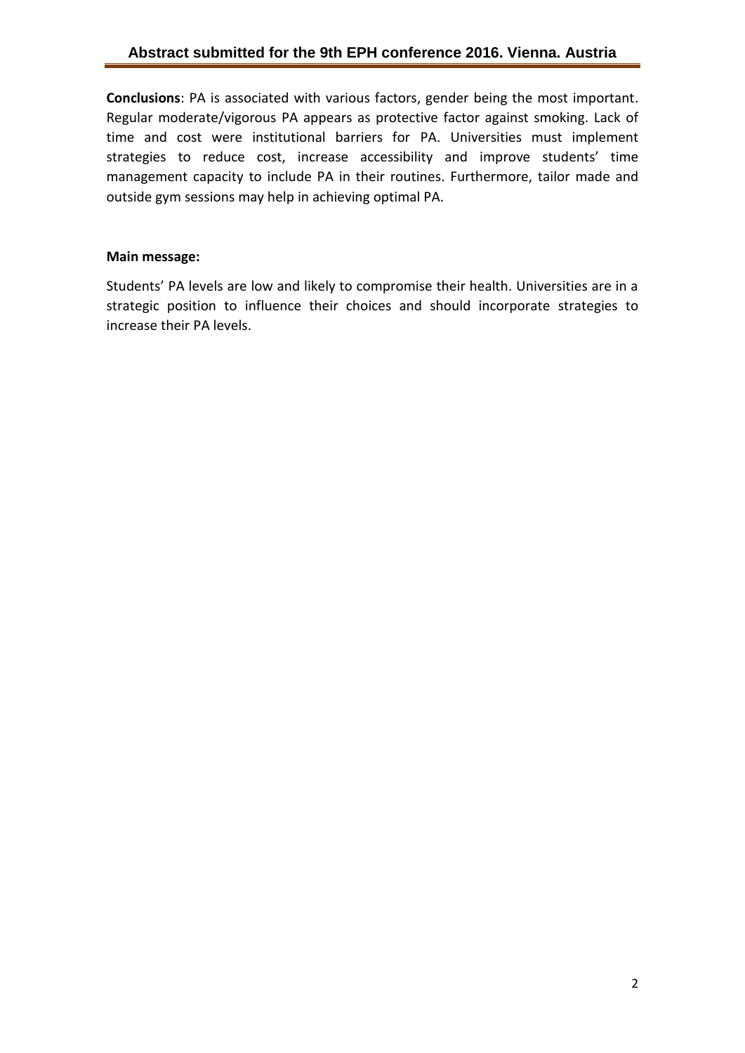**Conclusions**: PA is associated with various factors, gender being the most important. Regular moderate/vigorous PA appears as protective factor against smoking. Lack of time and cost were institutional barriers for PA. Universities must implement strategies to reduce cost, increase accessibility and improve students' time management capacity to include PA in their routines. Furthermore, tailor made and outside gym sessions may help in achieving optimal PA.

**Main message:**

Students' PA levels are low and likely to compromise their health. Universities are in a strategic position to influence their choices and should incorporate strategies to increase their PA levels.